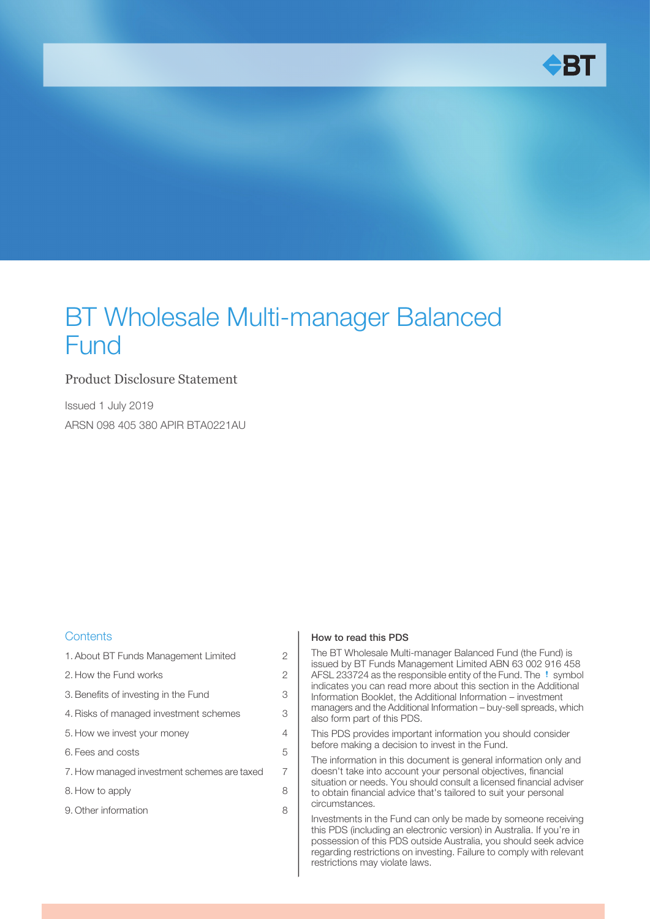# BT Wholesale Multi-manager Balanced Fund

## Product Disclosure Statement

Issued 1 July 2019

ARSN 098 405 380 APIR BTA0221AU

### Contents

| | |
|---|---|
| 1. About BT Funds Management Limited | 2 |
| 2. How the Fund works | 2 |
| 3. Benefits of investing in the Fund | 3 |
| 4. Risks of managed investment schemes | 3 |
| 5. How we invest your money | 4 |
| 6. Fees and costs | 5 |
| 7. How managed investment schemes are taxed | 7 |
| 8. How to apply | 8 |
| 9. Other information | 8 |

### How to read this PDS

The BT Wholesale Multi-manager Balanced Fund (the Fund) is issued by BT Funds Management Limited ABN 63 002 916 458 AFSL 233724 as the responsible entity of the Fund. The ! symbol indicates you can read more about this section in the Additional Information Booklet, the Additional Information – investment managers and the Additional Information – buy-sell spreads, which also form part of this PDS.

This PDS provides important information you should consider before making a decision to invest in the Fund.

The information in this document is general information only and doesn't take into account your personal objectives, financial situation or needs. You should consult a licensed financial adviser to obtain financial advice that's tailored to suit your personal circumstances.

Investments in the Fund can only be made by someone receiving this PDS (including an electronic version) in Australia. If you're in possession of this PDS outside Australia, you should seek advice regarding restrictions on investing. Failure to comply with relevant restrictions may violate laws.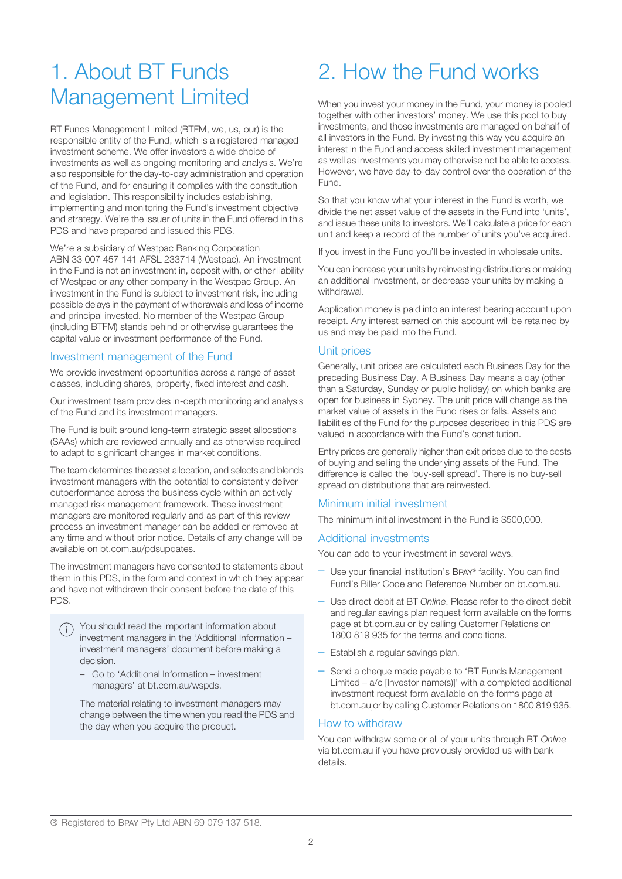# 1. About BT Funds Management Limited

BT Funds Management Limited (BTFM, we, us, our) is the responsible entity of the Fund, which is a registered managed investment scheme. We offer investors a wide choice of investments as well as ongoing monitoring and analysis. We're also responsible for the day-to-day administration and operation of the Fund, and for ensuring it complies with the constitution and legislation. This responsibility includes establishing, implementing and monitoring the Fund's investment objective and strategy. We're the issuer of units in the Fund offered in this PDS and have prepared and issued this PDS.

We're a subsidiary of Westpac Banking Corporation ABN 33 007 457 141 AFSL 233714 (Westpac). An investment in the Fund is not an investment in, deposit with, or other liability of Westpac or any other company in the Westpac Group. An investment in the Fund is subject to investment risk, including possible delays in the payment of withdrawals and loss of income and principal invested. No member of the Westpac Group (including BTFM) stands behind or otherwise guarantees the capital value or investment performance of the Fund.

## Investment management of the Fund

We provide investment opportunities across a range of asset classes, including shares, property, fixed interest and cash.

Our investment team provides in-depth monitoring and analysis of the Fund and its investment managers.

The Fund is built around long-term strategic asset allocations (SAAs) which are reviewed annually and as otherwise required to adapt to significant changes in market conditions.

The team determines the asset allocation, and selects and blends investment managers with the potential to consistently deliver outperformance across the business cycle within an actively managed risk management framework. These investment managers are monitored regularly and as part of this review process an investment manager can be added or removed at any time and without prior notice. Details of any change will be available on bt.com.au/pdsupdates.

The investment managers have consented to statements about them in this PDS, in the form and context in which they appear and have not withdrawn their consent before the date of this PDS.

> You should read the important information about investment managers in the 'Additional Information – investment managers' document before making a decision.
>
> – Go to 'Additional Information – investment managers' at bt.com.au/wspds.
>
> The material relating to investment managers may change between the time when you read the PDS and the day when you acquire the product.

# 2. How the Fund works

When you invest your money in the Fund, your money is pooled together with other investors' money. We use this pool to buy investments, and those investments are managed on behalf of all investors in the Fund. By investing this way you acquire an interest in the Fund and access skilled investment management as well as investments you may otherwise not be able to access. However, we have day-to-day control over the operation of the Fund.

So that you know what your interest in the Fund is worth, we divide the net asset value of the assets in the Fund into 'units', and issue these units to investors. We'll calculate a price for each unit and keep a record of the number of units you've acquired.

If you invest in the Fund you'll be invested in wholesale units.

You can increase your units by reinvesting distributions or making an additional investment, or decrease your units by making a withdrawal.

Application money is paid into an interest bearing account upon receipt. Any interest earned on this account will be retained by us and may be paid into the Fund.

## Unit prices

Generally, unit prices are calculated each Business Day for the preceding Business Day. A Business Day means a day (other than a Saturday, Sunday or public holiday) on which banks are open for business in Sydney. The unit price will change as the market value of assets in the Fund rises or falls. Assets and liabilities of the Fund for the purposes described in this PDS are valued in accordance with the Fund's constitution.

Entry prices are generally higher than exit prices due to the costs of buying and selling the underlying assets of the Fund. The difference is called the 'buy-sell spread'. There is no buy-sell spread on distributions that are reinvested.

## Minimum initial investment

The minimum initial investment in the Fund is $500,000.

## Additional investments

You can add to your investment in several ways.

- Use your financial institution's BPAY® facility. You can find Fund's Biller Code and Reference Number on bt.com.au.
- Use direct debit at BT *Online*. Please refer to the direct debit and regular savings plan request form available on the forms page at bt.com.au or by calling Customer Relations on 1800 819 935 for the terms and conditions.
- Establish a regular savings plan.
- Send a cheque made payable to 'BT Funds Management Limited – a/c [Investor name(s)]' with a completed additional investment request form available on the forms page at bt.com.au or by calling Customer Relations on 1800 819 935.

## How to withdraw

You can withdraw some or all of your units through BT *Online* via bt.com.au if you have previously provided us with bank details.

® Registered to BPAY Pty Ltd ABN 69 079 137 518.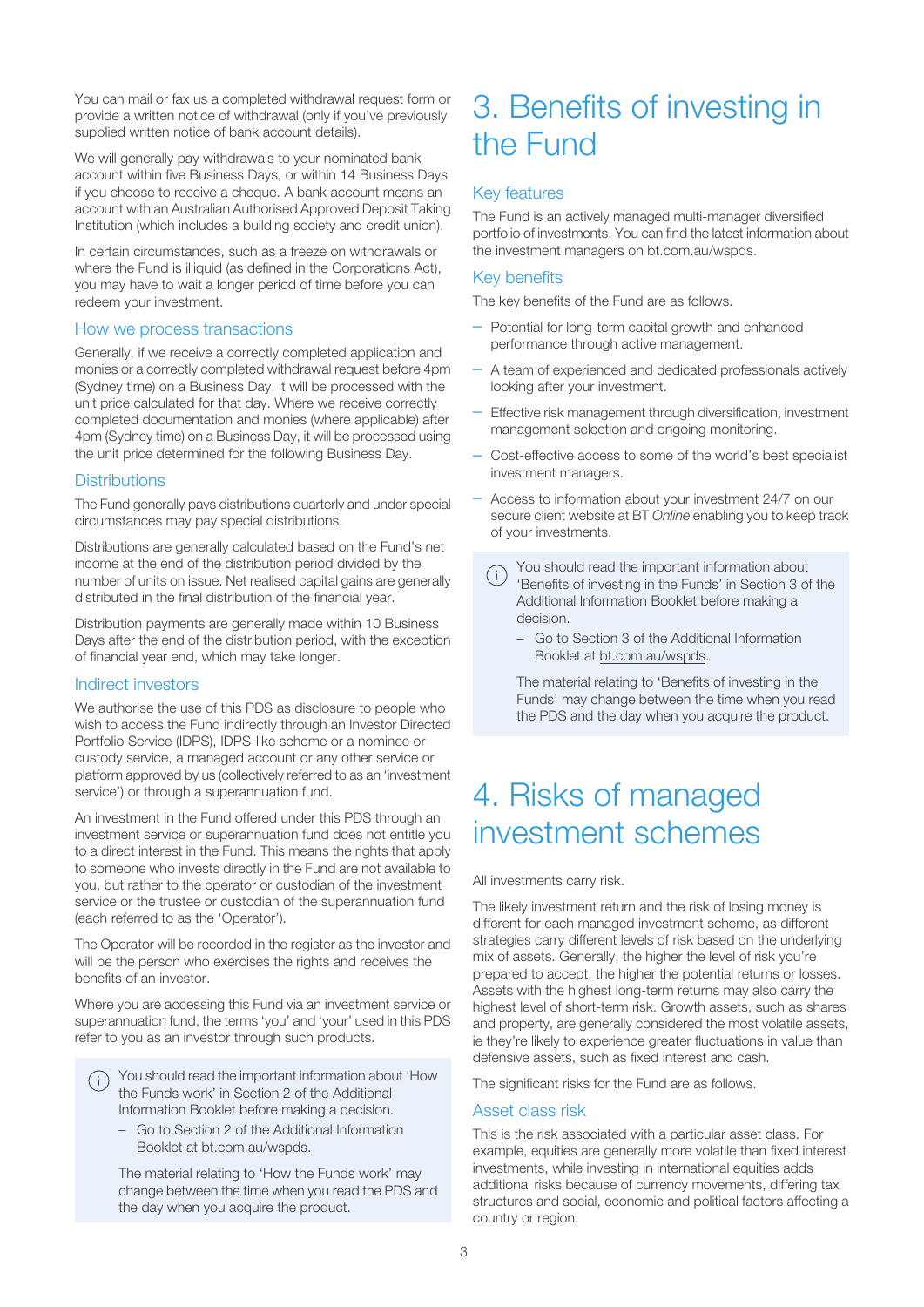You can mail or fax us a completed withdrawal request form or provide a written notice of withdrawal (only if you've previously supplied written notice of bank account details).

We will generally pay withdrawals to your nominated bank account within five Business Days, or within 14 Business Days if you choose to receive a cheque. A bank account means an account with an Australian Authorised Approved Deposit Taking Institution (which includes a building society and credit union).

In certain circumstances, such as a freeze on withdrawals or where the Fund is illiquid (as defined in the Corporations Act), you may have to wait a longer period of time before you can redeem your investment.

### How we process transactions

Generally, if we receive a correctly completed application and monies or a correctly completed withdrawal request before 4pm (Sydney time) on a Business Day, it will be processed with the unit price calculated for that day. Where we receive correctly completed documentation and monies (where applicable) after 4pm (Sydney time) on a Business Day, it will be processed using the unit price determined for the following Business Day.

### Distributions

The Fund generally pays distributions quarterly and under special circumstances may pay special distributions.

Distributions are generally calculated based on the Fund's net income at the end of the distribution period divided by the number of units on issue. Net realised capital gains are generally distributed in the final distribution of the financial year.

Distribution payments are generally made within 10 Business Days after the end of the distribution period, with the exception of financial year end, which may take longer.

### Indirect investors

We authorise the use of this PDS as disclosure to people who wish to access the Fund indirectly through an Investor Directed Portfolio Service (IDPS), IDPS-like scheme or a nominee or custody service, a managed account or any other service or platform approved by us (collectively referred to as an 'investment service') or through a superannuation fund.

An investment in the Fund offered under this PDS through an investment service or superannuation fund does not entitle you to a direct interest in the Fund. This means the rights that apply to someone who invests directly in the Fund are not available to you, but rather to the operator or custodian of the investment service or the trustee or custodian of the superannuation fund (each referred to as the 'Operator').

The Operator will be recorded in the register as the investor and will be the person who exercises the rights and receives the benefits of an investor.

Where you are accessing this Fund via an investment service or superannuation fund, the terms 'you' and 'your' used in this PDS refer to you as an investor through such products.

> You should read the important information about 'How the Funds work' in Section 2 of the Additional Information Booklet before making a decision.
>
> – Go to Section 2 of the Additional Information Booklet at bt.com.au/wspds.
>
> The material relating to 'How the Funds work' may change between the time when you read the PDS and the day when you acquire the product.

# 3. Benefits of investing in the Fund

### Key features

The Fund is an actively managed multi-manager diversified portfolio of investments. You can find the latest information about the investment managers on bt.com.au/wspds.

### Key benefits

The key benefits of the Fund are as follows.

- Potential for long-term capital growth and enhanced performance through active management.
- A team of experienced and dedicated professionals actively looking after your investment.
- Effective risk management through diversification, investment management selection and ongoing monitoring.
- Cost-effective access to some of the world's best specialist investment managers.
- Access to information about your investment 24/7 on our secure client website at BT *Online* enabling you to keep track of your investments.

> You should read the important information about 'Benefits of investing in the Funds' in Section 3 of the Additional Information Booklet before making a decision.
>
> – Go to Section 3 of the Additional Information Booklet at bt.com.au/wspds.
>
> The material relating to 'Benefits of investing in the Funds' may change between the time when you read the PDS and the day when you acquire the product.

# 4. Risks of managed investment schemes

All investments carry risk.

The likely investment return and the risk of losing money is different for each managed investment scheme, as different strategies carry different levels of risk based on the underlying mix of assets. Generally, the higher the level of risk you're prepared to accept, the higher the potential returns or losses. Assets with the highest long-term returns may also carry the highest level of short-term risk. Growth assets, such as shares and property, are generally considered the most volatile assets, ie they're likely to experience greater fluctuations in value than defensive assets, such as fixed interest and cash.

The significant risks for the Fund are as follows.

### Asset class risk

This is the risk associated with a particular asset class. For example, equities are generally more volatile than fixed interest investments, while investing in international equities adds additional risks because of currency movements, differing tax structures and social, economic and political factors affecting a country or region.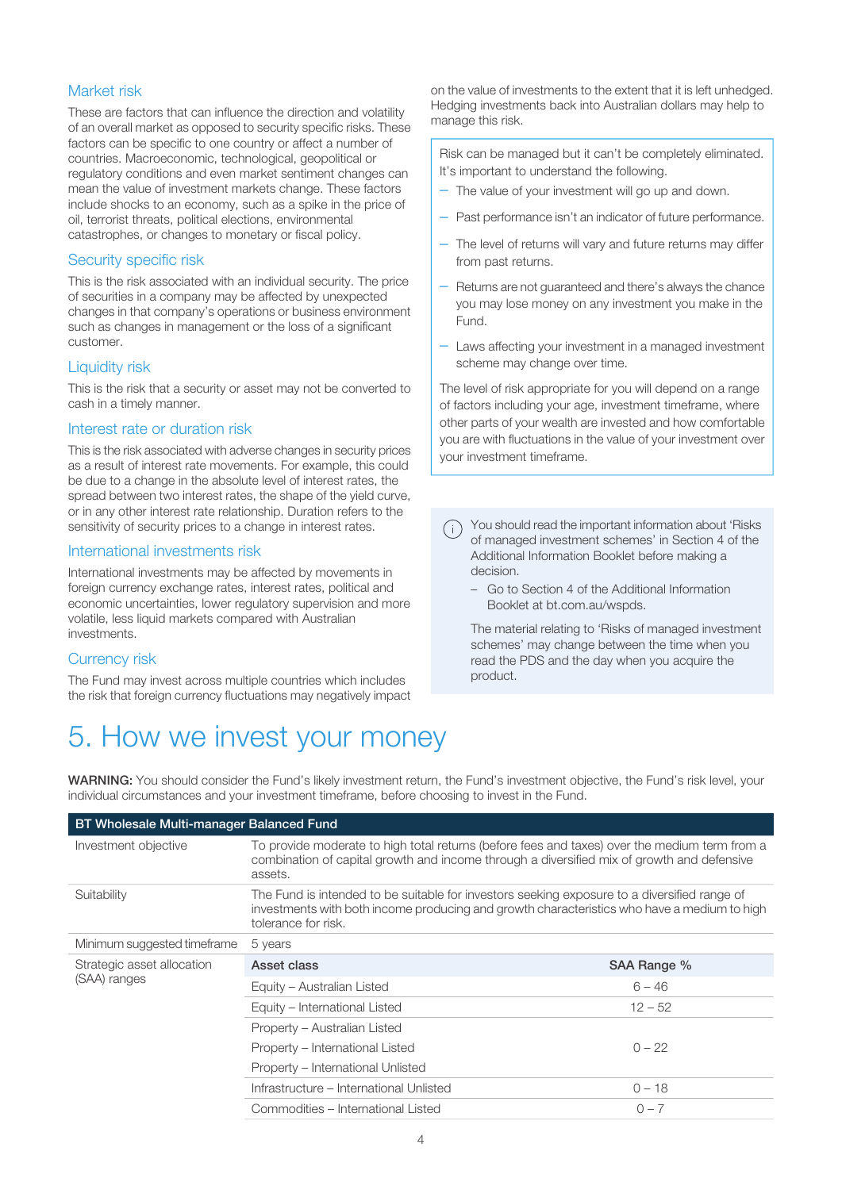### Market risk

These are factors that can influence the direction and volatility of an overall market as opposed to security specific risks. These factors can be specific to one country or affect a number of countries. Macroeconomic, technological, geopolitical or regulatory conditions and even market sentiment changes can mean the value of investment markets change. These factors include shocks to an economy, such as a spike in the price of oil, terrorist threats, political elections, environmental catastrophes, or changes to monetary or fiscal policy.

### Security specific risk

This is the risk associated with an individual security. The price of securities in a company may be affected by unexpected changes in that company's operations or business environment such as changes in management or the loss of a significant customer.

### Liquidity risk

This is the risk that a security or asset may not be converted to cash in a timely manner.

### Interest rate or duration risk

This is the risk associated with adverse changes in security prices as a result of interest rate movements. For example, this could be due to a change in the absolute level of interest rates, the spread between two interest rates, the shape of the yield curve, or in any other interest rate relationship. Duration refers to the sensitivity of security prices to a change in interest rates.

### International investments risk

International investments may be affected by movements in foreign currency exchange rates, interest rates, political and economic uncertainties, lower regulatory supervision and more volatile, less liquid markets compared with Australian investments.

### Currency risk

The Fund may invest across multiple countries which includes the risk that foreign currency fluctuations may negatively impact on the value of investments to the extent that it is left unhedged. Hedging investments back into Australian dollars may help to manage this risk.

Risk can be managed but it can't be completely eliminated. It's important to understand the following.

- The value of your investment will go up and down.
- Past performance isn't an indicator of future performance.
- The level of returns will vary and future returns may differ from past returns.
- Returns are not guaranteed and there's always the chance you may lose money on any investment you make in the Fund.
- Laws affecting your investment in a managed investment scheme may change over time.

The level of risk appropriate for you will depend on a range of factors including your age, investment timeframe, where other parts of your wealth are invested and how comfortable you are with fluctuations in the value of your investment over your investment timeframe.

You should read the important information about 'Risks of managed investment schemes' in Section 4 of the Additional Information Booklet before making a decision.

- Go to Section 4 of the Additional Information Booklet at bt.com.au/wspds.

The material relating to 'Risks of managed investment schemes' may change between the time when you read the PDS and the day when you acquire the product.

# 5. How we invest your money

**WARNING:** You should consider the Fund's likely investment return, the Fund's investment objective, the Fund's risk level, your individual circumstances and your investment timeframe, before choosing to invest in the Fund.

| BT Wholesale Multi-manager Balanced Fund | | |
|---|---|---|
| Investment objective | To provide moderate to high total returns (before fees and taxes) over the medium term from a combination of capital growth and income through a diversified mix of growth and defensive assets. | |
| Suitability | The Fund is intended to be suitable for investors seeking exposure to a diversified range of investments with both income producing and growth characteristics who have a medium to high tolerance for risk. | |
| Minimum suggested timeframe | 5 years | |
| Strategic asset allocation (SAA) ranges | **Asset class** | **SAA Range %** |
| | Equity – Australian Listed | 6 – 46 |
| | Equity – International Listed | 12 – 52 |
| | Property – Australian Listed<br>Property – International Listed<br>Property – International Unlisted | 0 – 22 |
| | Infrastructure – International Unlisted | 0 – 18 |
| | Commodities – International Listed | 0 – 7 |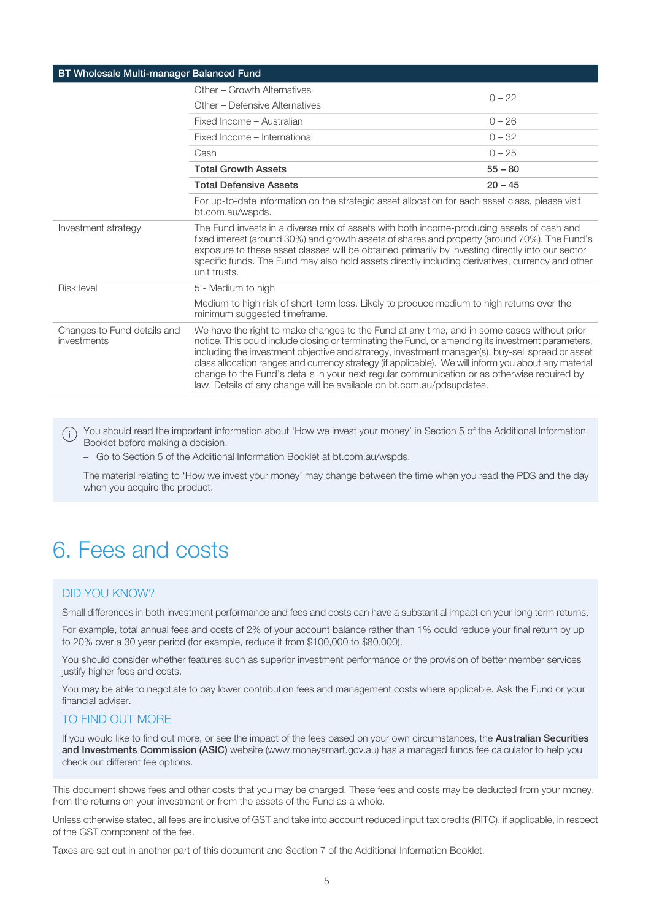| BT Wholesale Multi-manager Balanced Fund | | |
|---|---|---|
| | Other – Growth Alternatives<br>Other – Defensive Alternatives | 0 – 22 |
| | Fixed Income – Australian | 0 – 26 |
| | Fixed Income – International | 0 – 32 |
| | Cash | 0 – 25 |
| | **Total Growth Assets** | **55 – 80** |
| | **Total Defensive Assets** | **20 – 45** |
| | For up-to-date information on the strategic asset allocation for each asset class, please visit bt.com.au/wspds. | |
| Investment strategy | The Fund invests in a diverse mix of assets with both income-producing assets of cash and fixed interest (around 30%) and growth assets of shares and property (around 70%). The Fund's exposure to these asset classes will be obtained primarily by investing directly into our sector specific funds. The Fund may also hold assets directly including derivatives, currency and other unit trusts. | |
| Risk level | 5 - Medium to high<br>Medium to high risk of short-term loss. Likely to produce medium to high returns over the minimum suggested timeframe. | |
| Changes to Fund details and investments | We have the right to make changes to the Fund at any time, and in some cases without prior notice. This could include closing or terminating the Fund, or amending its investment parameters, including the investment objective and strategy, investment manager(s), buy-sell spread or asset class allocation ranges and currency strategy (if applicable). We will inform you about any material change to the Fund's details in your next regular communication or as otherwise required by law. Details of any change will be available on bt.com.au/pdsupdates. | |

You should read the important information about 'How we invest your money' in Section 5 of the Additional Information Booklet before making a decision.

- Go to Section 5 of the Additional Information Booklet at bt.com.au/wspds.

The material relating to 'How we invest your money' may change between the time when you read the PDS and the day when you acquire the product.

# 6. Fees and costs

## DID YOU KNOW?

Small differences in both investment performance and fees and costs can have a substantial impact on your long term returns.

For example, total annual fees and costs of 2% of your account balance rather than 1% could reduce your final return by up to 20% over a 30 year period (for example, reduce it from $100,000 to $80,000).

You should consider whether features such as superior investment performance or the provision of better member services justify higher fees and costs.

You may be able to negotiate to pay lower contribution fees and management costs where applicable. Ask the Fund or your financial adviser.

## TO FIND OUT MORE

If you would like to find out more, or see the impact of the fees based on your own circumstances, the **Australian Securities and Investments Commission (ASIC)** website (www.moneysmart.gov.au) has a managed funds fee calculator to help you check out different fee options.

This document shows fees and other costs that you may be charged. These fees and costs may be deducted from your money, from the returns on your investment or from the assets of the Fund as a whole.

Unless otherwise stated, all fees are inclusive of GST and take into account reduced input tax credits (RITC), if applicable, in respect of the GST component of the fee.

Taxes are set out in another part of this document and Section 7 of the Additional Information Booklet.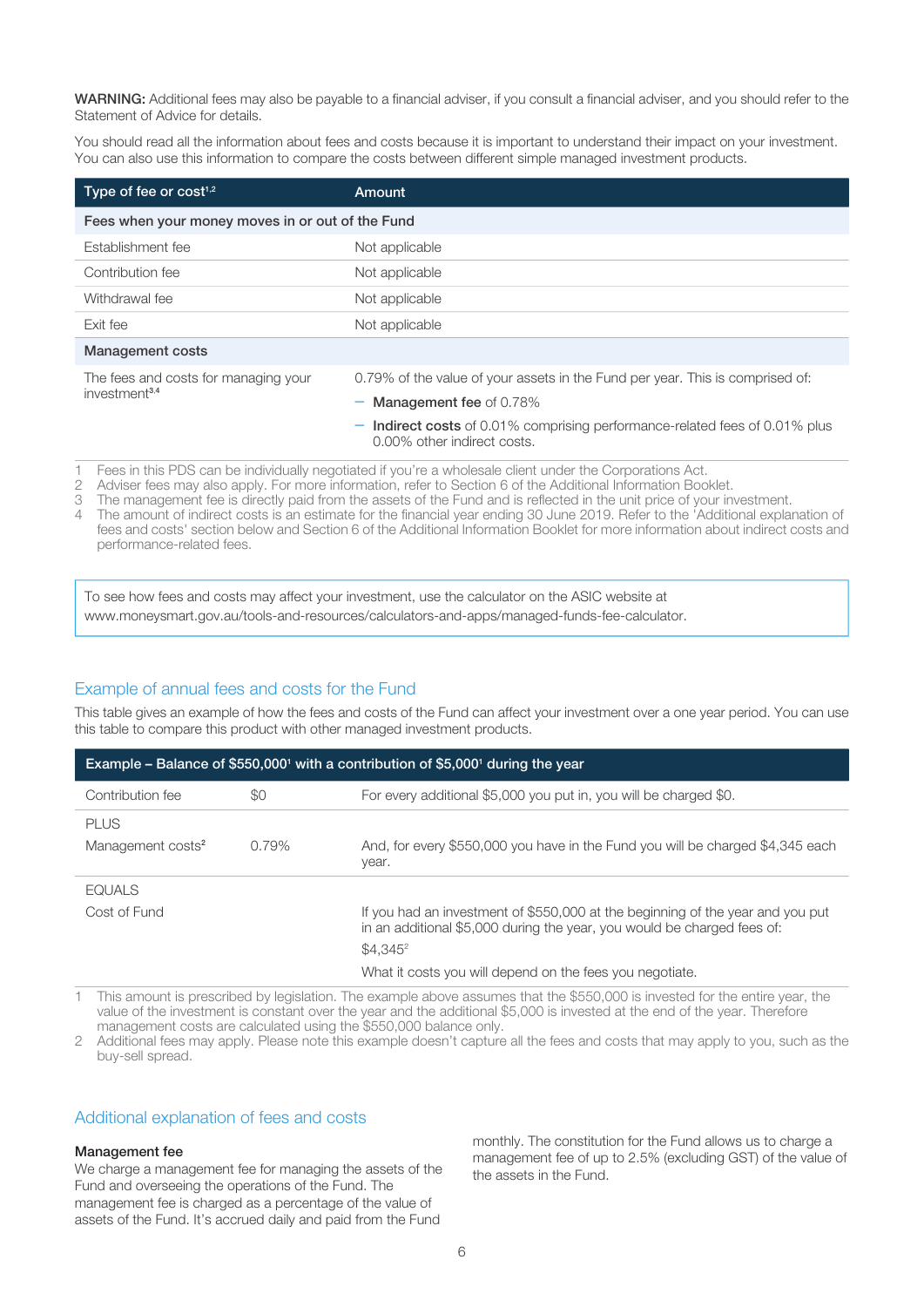**WARNING:** Additional fees may also be payable to a financial adviser, if you consult a financial adviser, and you should refer to the Statement of Advice for details.

You should read all the information about fees and costs because it is important to understand their impact on your investment. You can also use this information to compare the costs between different simple managed investment products.

| Type of fee or cost[1,2] | Amount |
|---|---|
| **Fees when your money moves in or out of the Fund** | |
| Establishment fee | Not applicable |
| Contribution fee | Not applicable |
| Withdrawal fee | Not applicable |
| Exit fee | Not applicable |
| **Management costs** | |
| The fees and costs for managing your investment[3,4] | 0.79% of the value of your assets in the Fund per year. This is comprised of: – **Management fee** of 0.78% – **Indirect costs** of 0.01% comprising performance-related fees of 0.01% plus 0.00% other indirect costs. |

1 Fees in this PDS can be individually negotiated if you're a wholesale client under the Corporations Act.
2 Adviser fees may also apply. For more information, refer to Section 6 of the Additional Information Booklet.
3 The management fee is directly paid from the assets of the Fund and is reflected in the unit price of your investment.
4 The amount of indirect costs is an estimate for the financial year ending 30 June 2019. Refer to the 'Additional explanation of fees and costs' section below and Section 6 of the Additional Information Booklet for more information about indirect costs and performance-related fees.

To see how fees and costs may affect your investment, use the calculator on the ASIC website at www.moneysmart.gov.au/tools-and-resources/calculators-and-apps/managed-funds-fee-calculator.

## Example of annual fees and costs for the Fund

This table gives an example of how the fees and costs of the Fund can affect your investment over a one year period. You can use this table to compare this product with other managed investment products.

| Example – Balance of $550,000[1] with a contribution of $5,000[1] during the year | | |
|---|---|---|
| Contribution fee | $0 | For every additional $5,000 you put in, you will be charged $0. |
| PLUS Management costs[2] | 0.79% | And, for every $550,000 you have in the Fund you will be charged $4,345 each year. |
| EQUALS Cost of Fund | | If you had an investment of $550,000 at the beginning of the year and you put in an additional $5,000 during the year, you would be charged fees of: $4,345[2] What it costs you will depend on the fees you negotiate. |

1 This amount is prescribed by legislation. The example above assumes that the $550,000 is invested for the entire year, the value of the investment is constant over the year and the additional $5,000 is invested at the end of the year. Therefore management costs are calculated using the $550,000 balance only.
2 Additional fees may apply. Please note this example doesn't capture all the fees and costs that may apply to you, such as the buy-sell spread.

## Additional explanation of fees and costs

### Management fee

We charge a management fee for managing the assets of the Fund and overseeing the operations of the Fund. The management fee is charged as a percentage of the value of assets of the Fund. It's accrued daily and paid from the Fund monthly. The constitution for the Fund allows us to charge a management fee of up to 2.5% (excluding GST) of the value of the assets in the Fund.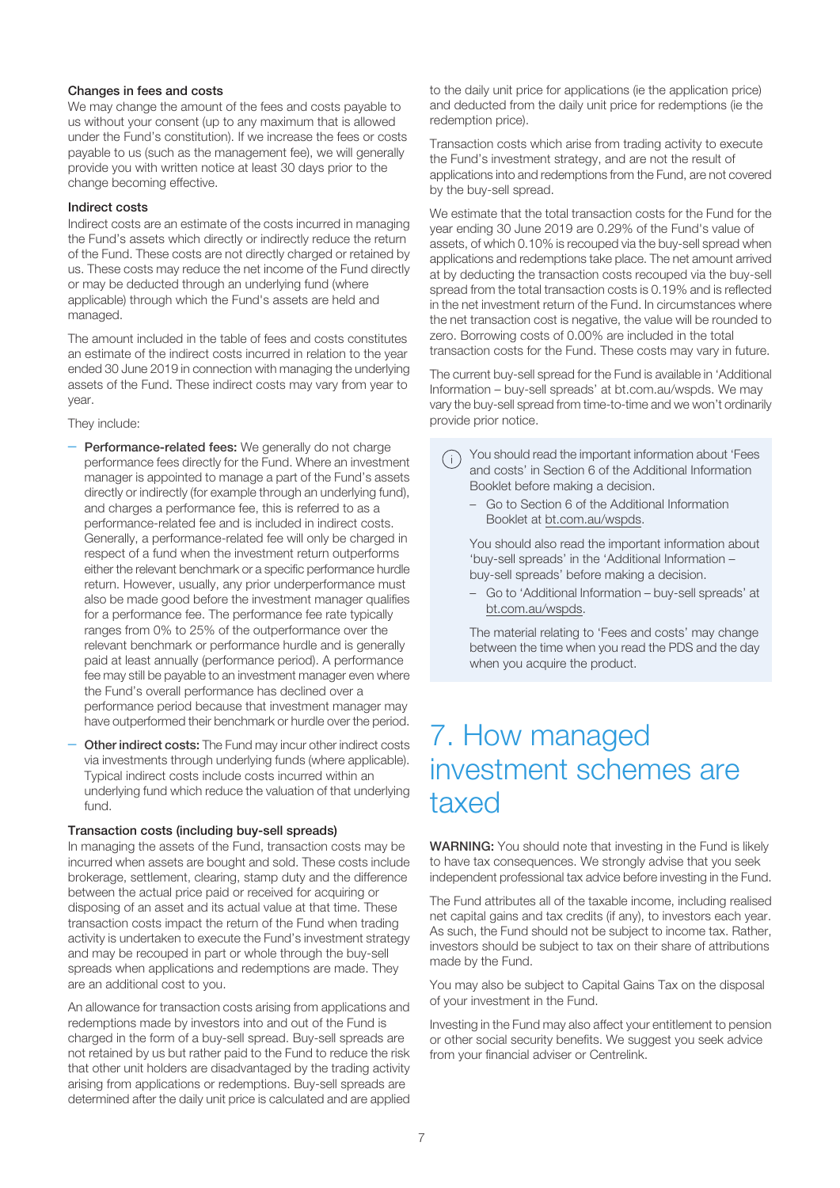### Changes in fees and costs

We may change the amount of the fees and costs payable to us without your consent (up to any maximum that is allowed under the Fund's constitution). If we increase the fees or costs payable to us (such as the management fee), we will generally provide you with written notice at least 30 days prior to the change becoming effective.

### Indirect costs

Indirect costs are an estimate of the costs incurred in managing the Fund's assets which directly or indirectly reduce the return of the Fund. These costs are not directly charged or retained by us. These costs may reduce the net income of the Fund directly or may be deducted through an underlying fund (where applicable) through which the Fund's assets are held and managed.

The amount included in the table of fees and costs constitutes an estimate of the indirect costs incurred in relation to the year ended 30 June 2019 in connection with managing the underlying assets of the Fund. These indirect costs may vary from year to year.

They include:

- **Performance-related fees:** We generally do not charge performance fees directly for the Fund. Where an investment manager is appointed to manage a part of the Fund's assets directly or indirectly (for example through an underlying fund), and charges a performance fee, this is referred to as a performance-related fee and is included in indirect costs. Generally, a performance-related fee will only be charged in respect of a fund when the investment return outperforms either the relevant benchmark or a specific performance hurdle return. However, usually, any prior underperformance must also be made good before the investment manager qualifies for a performance fee. The performance fee rate typically ranges from 0% to 25% of the outperformance over the relevant benchmark or performance hurdle and is generally paid at least annually (performance period). A performance fee may still be payable to an investment manager even where the Fund's overall performance has declined over a performance period because that investment manager may have outperformed their benchmark or hurdle over the period.
- **Other indirect costs:** The Fund may incur other indirect costs via investments through underlying funds (where applicable). Typical indirect costs include costs incurred within an underlying fund which reduce the valuation of that underlying fund.

### Transaction costs (including buy-sell spreads)

In managing the assets of the Fund, transaction costs may be incurred when assets are bought and sold. These costs include brokerage, settlement, clearing, stamp duty and the difference between the actual price paid or received for acquiring or disposing of an asset and its actual value at that time. These transaction costs impact the return of the Fund when trading activity is undertaken to execute the Fund's investment strategy and may be recouped in part or whole through the buy-sell spreads when applications and redemptions are made. They are an additional cost to you.

An allowance for transaction costs arising from applications and redemptions made by investors into and out of the Fund is charged in the form of a buy-sell spread. Buy-sell spreads are not retained by us but rather paid to the Fund to reduce the risk that other unit holders are disadvantaged by the trading activity arising from applications or redemptions. Buy-sell spreads are determined after the daily unit price is calculated and are applied to the daily unit price for applications (ie the application price) and deducted from the daily unit price for redemptions (ie the redemption price).

Transaction costs which arise from trading activity to execute the Fund's investment strategy, and are not the result of applications into and redemptions from the Fund, are not covered by the buy-sell spread.

We estimate that the total transaction costs for the Fund for the year ending 30 June 2019 are 0.29% of the Fund's value of assets, of which 0.10% is recouped via the buy-sell spread when applications and redemptions take place. The net amount arrived at by deducting the transaction costs recouped via the buy-sell spread from the total transaction costs is 0.19% and is reflected in the net investment return of the Fund. In circumstances where the net transaction cost is negative, the value will be rounded to zero. Borrowing costs of 0.00% are included in the total transaction costs for the Fund. These costs may vary in future.

The current buy-sell spread for the Fund is available in 'Additional Information – buy-sell spreads' at bt.com.au/wspds. We may vary the buy-sell spread from time-to-time and we won't ordinarily provide prior notice.

> You should read the important information about 'Fees and costs' in Section 6 of the Additional Information Booklet before making a decision.
>
> - Go to Section 6 of the Additional Information Booklet at bt.com.au/wspds.
>
> You should also read the important information about 'buy-sell spreads' in the 'Additional Information – buy-sell spreads' before making a decision.
>
> - Go to 'Additional Information – buy-sell spreads' at bt.com.au/wspds.
>
> The material relating to 'Fees and costs' may change between the time when you read the PDS and the day when you acquire the product.

# 7. How managed investment schemes are taxed

**WARNING:** You should note that investing in the Fund is likely to have tax consequences. We strongly advise that you seek independent professional tax advice before investing in the Fund.

The Fund attributes all of the taxable income, including realised net capital gains and tax credits (if any), to investors each year. As such, the Fund should not be subject to income tax. Rather, investors should be subject to tax on their share of attributions made by the Fund.

You may also be subject to Capital Gains Tax on the disposal of your investment in the Fund.

Investing in the Fund may also affect your entitlement to pension or other social security benefits. We suggest you seek advice from your financial adviser or Centrelink.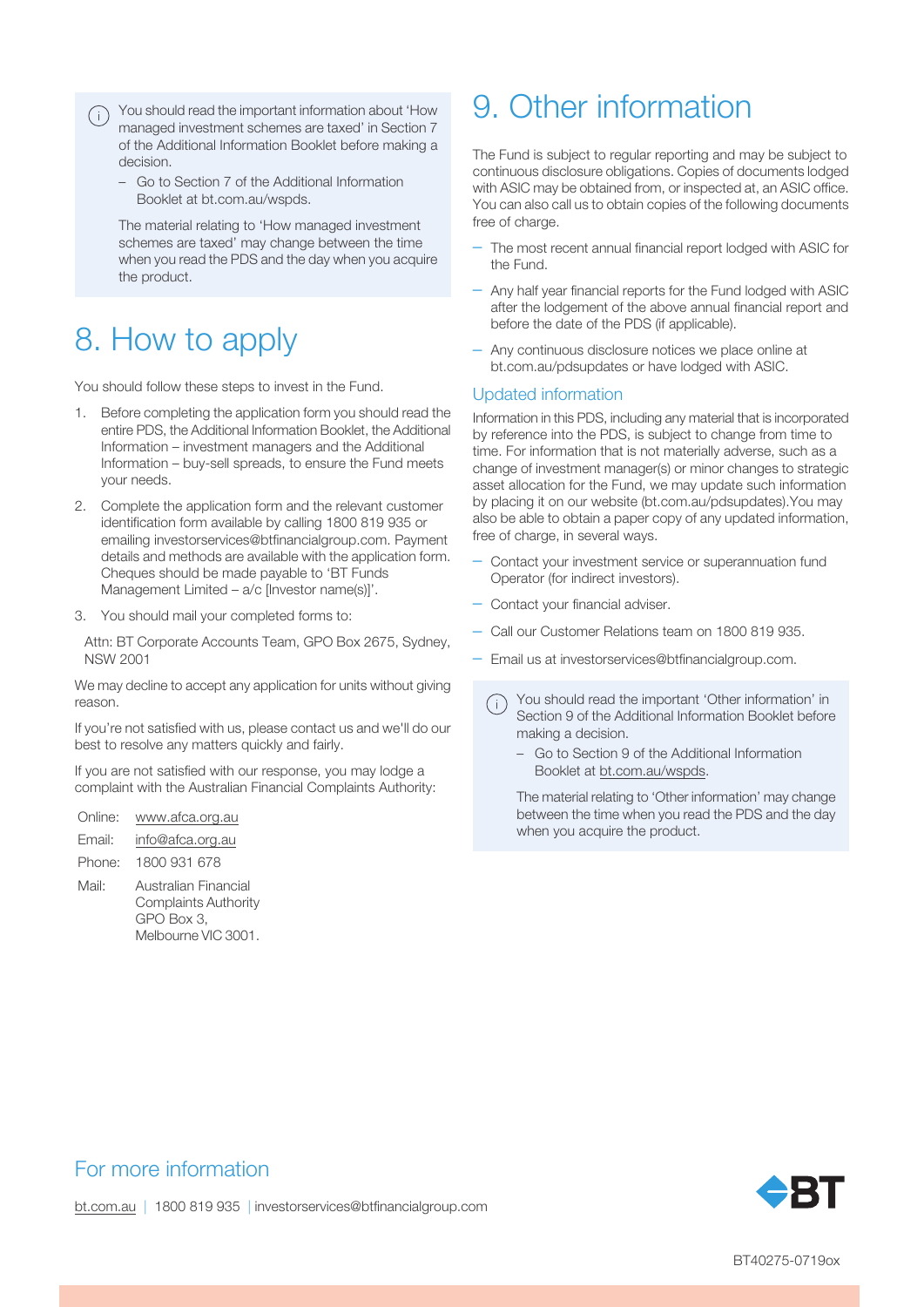You should read the important information about 'How managed investment schemes are taxed' in Section 7 of the Additional Information Booklet before making a decision.

– Go to Section 7 of the Additional Information Booklet at bt.com.au/wspds.

The material relating to 'How managed investment schemes are taxed' may change between the time when you read the PDS and the day when you acquire the product.

# 8. How to apply

You should follow these steps to invest in the Fund.

1. Before completing the application form you should read the entire PDS, the Additional Information Booklet, the Additional Information – investment managers and the Additional Information – buy-sell spreads, to ensure the Fund meets your needs.
2. Complete the application form and the relevant customer identification form available by calling 1800 819 935 or emailing investorservices@btfinancialgroup.com. Payment details and methods are available with the application form. Cheques should be made payable to 'BT Funds Management Limited – a/c [Investor name(s)]'.
3. You should mail your completed forms to:

Attn: BT Corporate Accounts Team, GPO Box 2675, Sydney, NSW 2001

We may decline to accept any application for units without giving reason.

If you're not satisfied with us, please contact us and we'll do our best to resolve any matters quickly and fairly.

If you are not satisfied with our response, you may lodge a complaint with the Australian Financial Complaints Authority:

| | |
|---|---|
| Online: | www.afca.org.au |
| Email: | info@afca.org.au |
| Phone: | 1800 931 678 |
| Mail: | Australian Financial Complaints Authority GPO Box 3, Melbourne VIC 3001. |

# 9. Other information

The Fund is subject to regular reporting and may be subject to continuous disclosure obligations. Copies of documents lodged with ASIC may be obtained from, or inspected at, an ASIC office. You can also call us to obtain copies of the following documents free of charge.

- The most recent annual financial report lodged with ASIC for the Fund.
- Any half year financial reports for the Fund lodged with ASIC after the lodgement of the above annual financial report and before the date of the PDS (if applicable).
- Any continuous disclosure notices we place online at bt.com.au/pdsupdates or have lodged with ASIC.

## Updated information

Information in this PDS, including any material that is incorporated by reference into the PDS, is subject to change from time to time. For information that is not materially adverse, such as a change of investment manager(s) or minor changes to strategic asset allocation for the Fund, we may update such information by placing it on our website (bt.com.au/pdsupdates).You may also be able to obtain a paper copy of any updated information, free of charge, in several ways.

- Contact your investment service or superannuation fund Operator (for indirect investors).
- Contact your financial adviser.
- Call our Customer Relations team on 1800 819 935.
- Email us at investorservices@btfinancialgroup.com.

You should read the important 'Other information' in Section 9 of the Additional Information Booklet before making a decision.

– Go to Section 9 of the Additional Information Booklet at bt.com.au/wspds.

The material relating to 'Other information' may change between the time when you read the PDS and the day when you acquire the product.

## For more information

bt.com.au | 1800 819 935 | investorservices@btfinancialgroup.com

BT

BT40275-0719ox